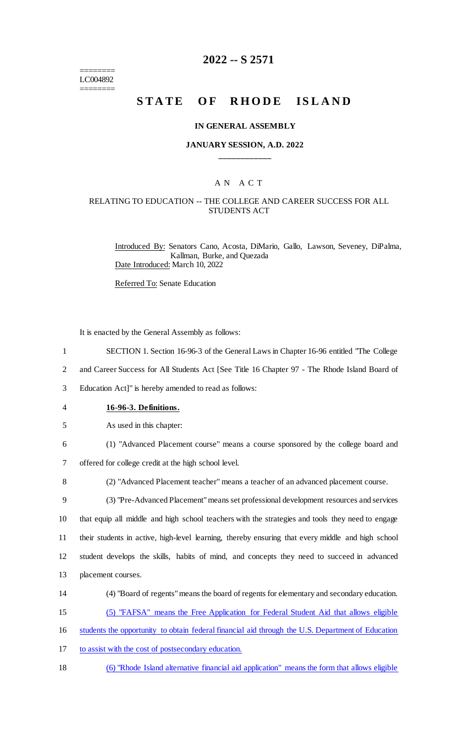========
LC004892
========

# 2022 -- S 2571

# STATE OF RHODE ISLAND

### IN GENERAL ASSEMBLY

### JANUARY SESSION, A.D. 2022

____________

## A N A C T

### RELATING TO EDUCATION -- THE COLLEGE AND CAREER SUCCESS FOR ALL STUDENTS ACT

Introduced By: Senators Cano, Acosta, DiMario, Gallo, Lawson, Seveney, DiPalma, Kallman, Burke, and Quezada
Date Introduced: March 10, 2022

Referred To: Senate Education

It is enacted by the General Assembly as follows:

1 SECTION 1. Section 16-96-3 of the General Laws in Chapter 16-96 entitled "The College
2 and Career Success for All Students Act [See Title 16 Chapter 97 - The Rhode Island Board of
3 Education Act]" is hereby amended to read as follows:

4 **16-96-3. Definitions.**

5 As used in this chapter:

6 (1) "Advanced Placement course" means a course sponsored by the college board and
7 offered for college credit at the high school level.

8 (2) "Advanced Placement teacher" means a teacher of an advanced placement course.

9 (3) "Pre-Advanced Placement" means set professional development resources and services
10 that equip all middle and high school teachers with the strategies and tools they need to engage
11 their students in active, high-level learning, thereby ensuring that every middle and high school
12 student develops the skills, habits of mind, and concepts they need to succeed in advanced
13 placement courses.

14 (4) "Board of regents" means the board of regents for elementary and secondary education.

15 (5) "FAFSA" means the Free Application for Federal Student Aid that allows eligible
16 students the opportunity to obtain federal financial aid through the U.S. Department of Education
17 to assist with the cost of postsecondary education.

18 (6) "Rhode Island alternative financial aid application" means the form that allows eligible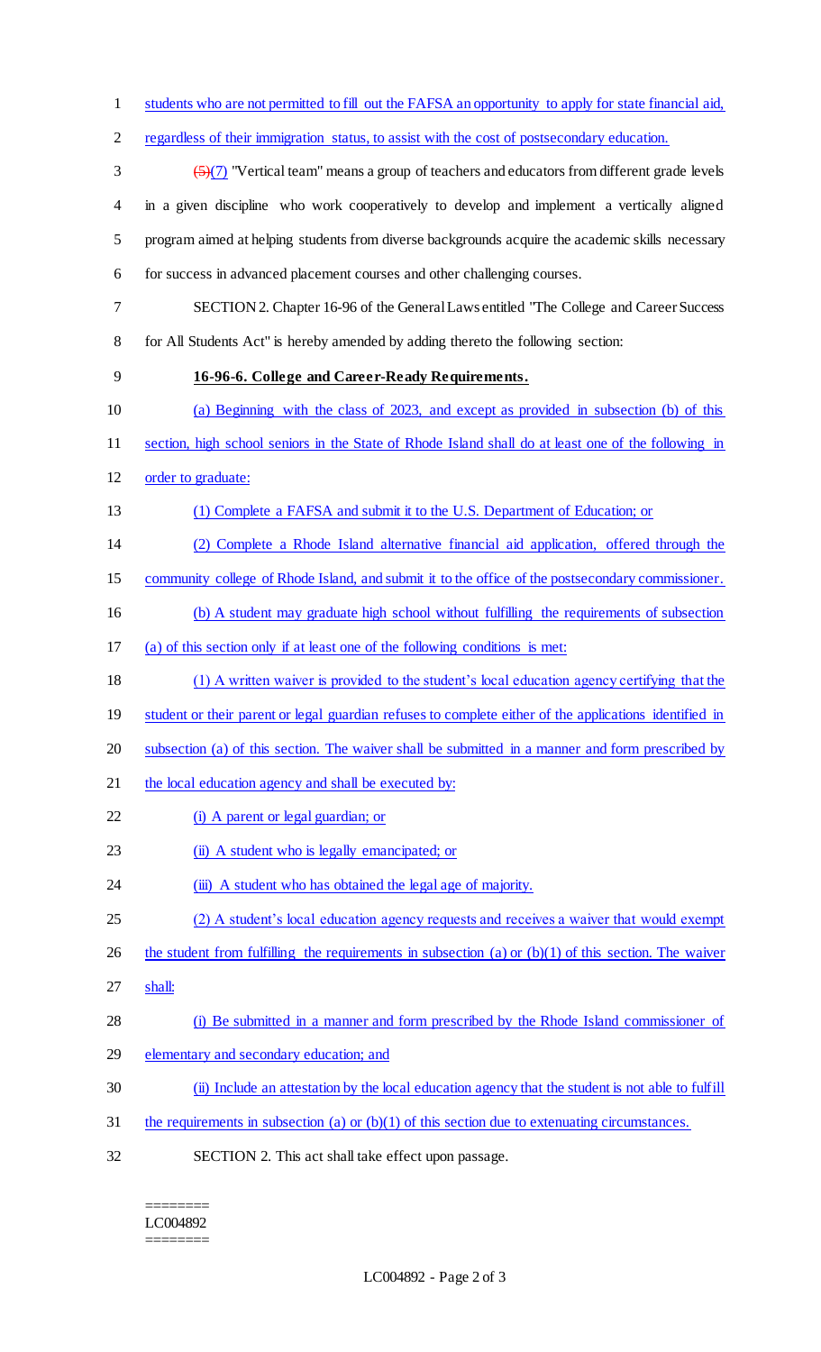students who are not permitted to fill out the FAFSA an opportunity to apply for state financial aid, regardless of their immigration status, to assist with the cost of postsecondary education.

~~(5)~~(7) "Vertical team" means a group of teachers and educators from different grade levels in a given discipline who work cooperatively to develop and implement a vertically aligned program aimed at helping students from diverse backgrounds acquire the academic skills necessary for success in advanced placement courses and other challenging courses.

SECTION 2. Chapter 16-96 of the General Laws entitled "The College and Career Success for All Students Act" is hereby amended by adding thereto the following section:

**16-96-6. College and Career-Ready Requirements.**

(a) Beginning with the class of 2023, and except as provided in subsection (b) of this section, high school seniors in the State of Rhode Island shall do at least one of the following in order to graduate:

(1) Complete a FAFSA and submit it to the U.S. Department of Education; or

(2) Complete a Rhode Island alternative financial aid application, offered through the community college of Rhode Island, and submit it to the office of the postsecondary commissioner.

(b) A student may graduate high school without fulfilling the requirements of subsection (a) of this section only if at least one of the following conditions is met:

(1) A written waiver is provided to the student's local education agency certifying that the student or their parent or legal guardian refuses to complete either of the applications identified in subsection (a) of this section. The waiver shall be submitted in a manner and form prescribed by the local education agency and shall be executed by:

(i) A parent or legal guardian; or

(ii) A student who is legally emancipated; or

(iii) A student who has obtained the legal age of majority.

(2) A student's local education agency requests and receives a waiver that would exempt the student from fulfilling the requirements in subsection (a) or (b)(1) of this section. The waiver shall:

(i) Be submitted in a manner and form prescribed by the Rhode Island commissioner of elementary and secondary education; and

(ii) Include an attestation by the local education agency that the student is not able to fulfill the requirements in subsection (a) or (b)(1) of this section due to extenuating circumstances.

SECTION 2. This act shall take effect upon passage.

========
LC004892
========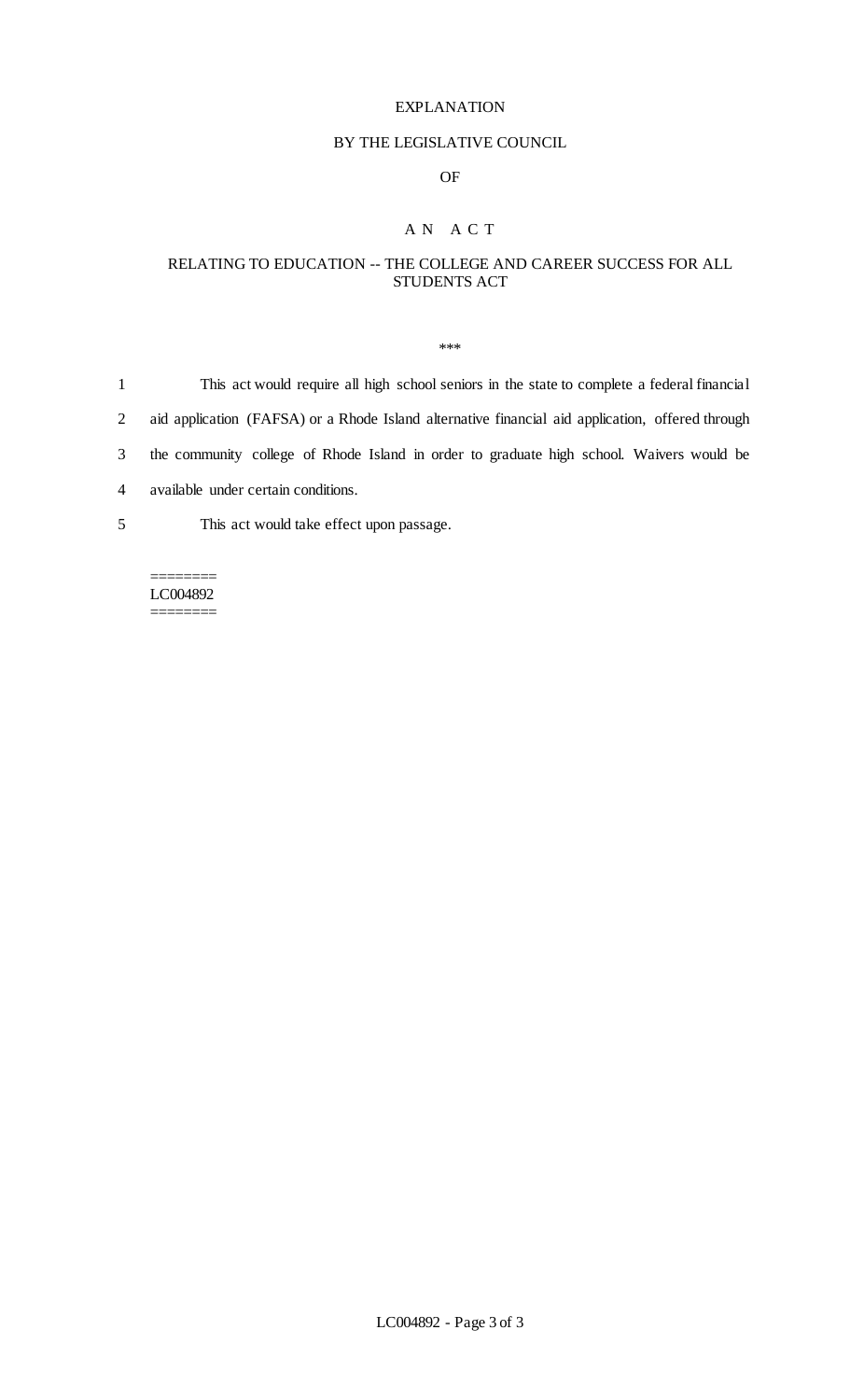EXPLANATION

BY THE LEGISLATIVE COUNCIL

OF

# A N A C T

## RELATING TO EDUCATION -- THE COLLEGE AND CAREER SUCCESS FOR ALL STUDENTS ACT

\*\*\*

1 This act would require all high school seniors in the state to complete a federal financial
2 aid application (FAFSA) or a Rhode Island alternative financial aid application, offered through
3 the community college of Rhode Island in order to graduate high school. Waivers would be
4 available under certain conditions.
5 This act would take effect upon passage.

========
LC004892
========